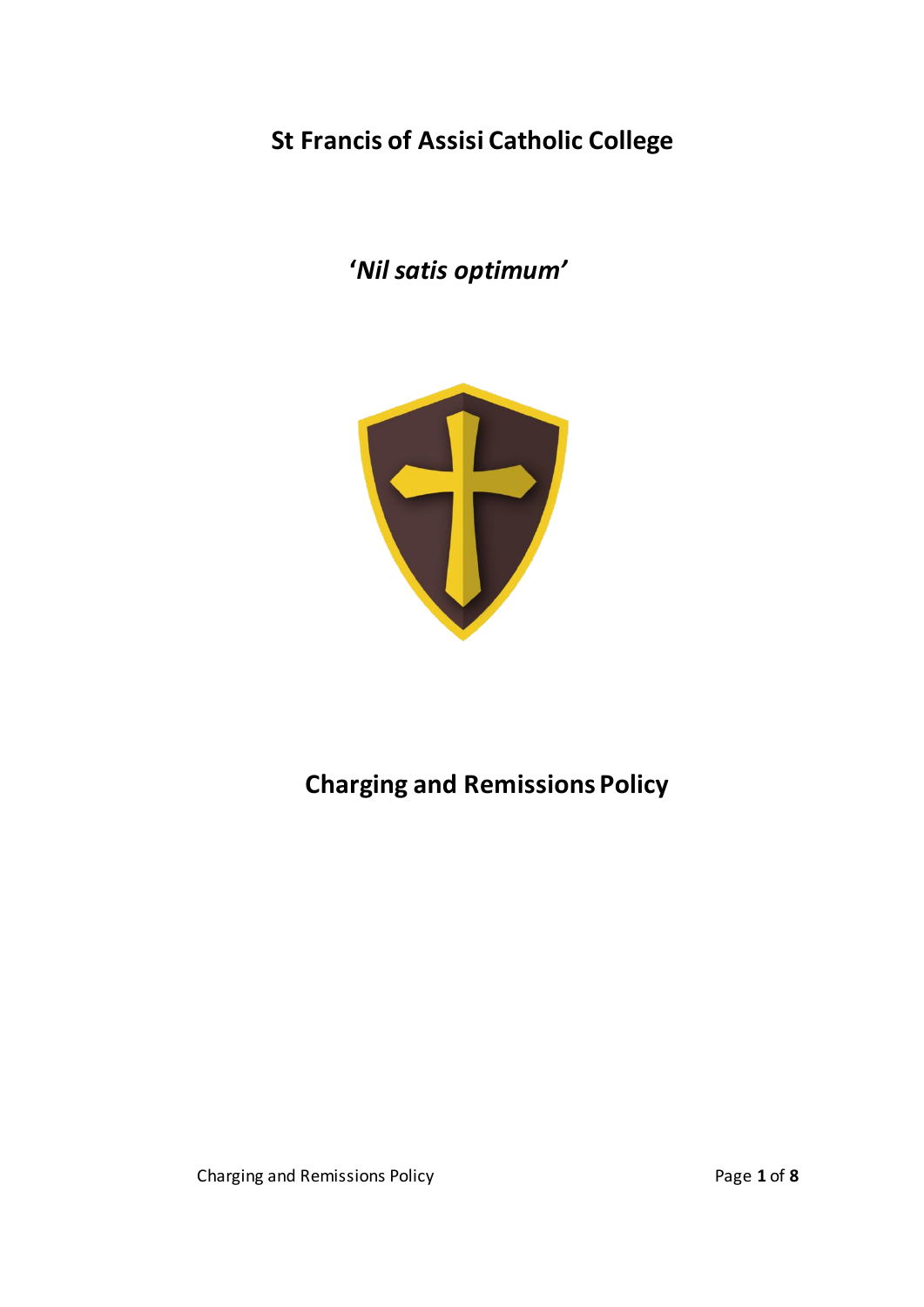# St Francis of Assisi Catholic College

***'Nil satis optimum'***

# Charging and Remissions Policy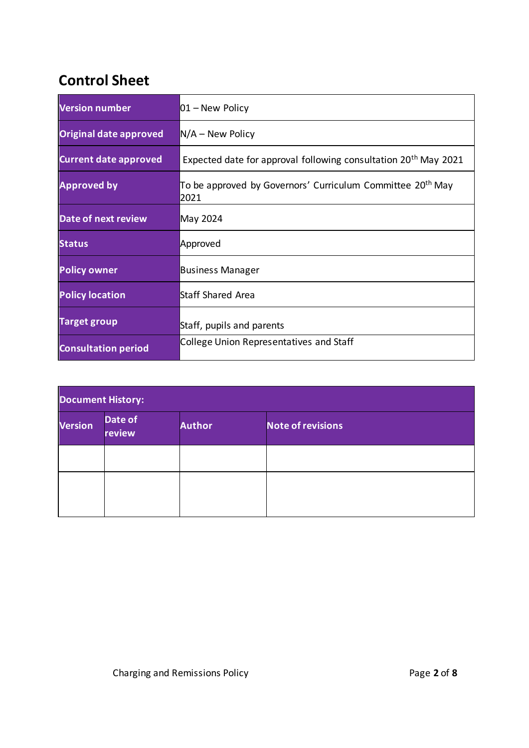## Control Sheet

| Version number | 01 – New Policy |
|---|---|
| Original date approved | N/A – New Policy |
| Current date approved | Expected date for approval following consultation 20th May 2021 |
| Approved by | To be approved by Governors' Curriculum Committee 20th May 2021 |
| Date of next review | May 2024 |
| Status | Approved |
| Policy owner | Business Manager |
| Policy location | Staff Shared Area |
| Target group | Staff, pupils and parents |
| Consultation period | College Union Representatives and Staff |

| Document History: | | | |
|---|---|---|---|
| Version | Date of review | Author | Note of revisions |
| | | | |
| | | | |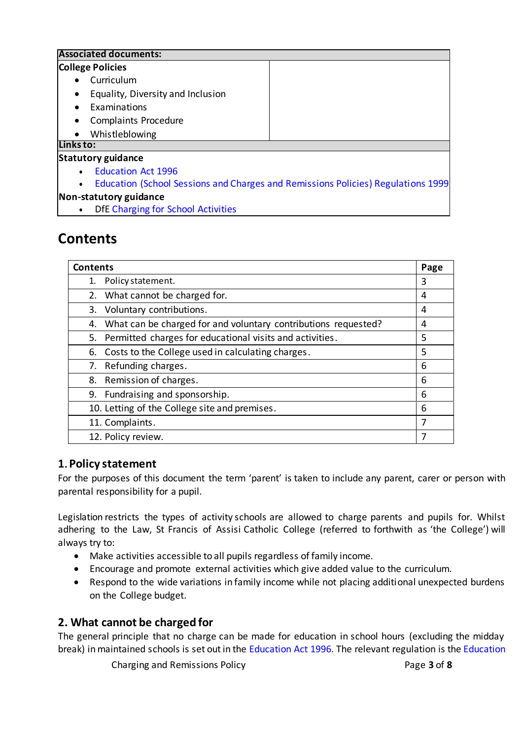| **Associated documents:** | |
|---|---|
| **College Policies**<br>• Curriculum<br>• Equality, Diversity and Inclusion<br>• Examinations<br>• Complaints Procedure<br>• Whistleblowing | |
| **Links to:** | |
| **Statutory guidance**<br>• Education Act 1996<br>• Education (School Sessions and Charges and Remissions Policies) Regulations 1999<br>**Non-statutory guidance**<br>• DfE Charging for School Activities | |

## Contents

| Contents | Page |
|---|---|
| 1. Policy statement. | 3 |
| 2. What cannot be charged for. | 4 |
| 3. Voluntary contributions. | 4 |
| 4. What can be charged for and voluntary contributions requested? | 4 |
| 5. Permitted charges for educational visits and activities. | 5 |
| 6. Costs to the College used in calculating charges. | 5 |
| 7. Refunding charges. | 6 |
| 8. Remission of charges. | 6 |
| 9. Fundraising and sponsorship. | 6 |
| 10. Letting of the College site and premises. | 6 |
| 11. Complaints. | 7 |
| 12. Policy review. | 7 |

## 1. Policy statement

For the purposes of this document the term 'parent' is taken to include any parent, carer or person with parental responsibility for a pupil.

Legislation restricts the types of activity schools are allowed to charge parents and pupils for. Whilst adhering to the Law, St Francis of Assisi Catholic College (referred to forthwith as 'the College') will always try to:

- Make activities accessible to all pupils regardless of family income.
- Encourage and promote external activities which give added value to the curriculum.
- Respond to the wide variations in family income while not placing additional unexpected burdens on the College budget.

## 2. What cannot be charged for

The general principle that no charge can be made for education in school hours (excluding the midday break) in maintained schools is set out in the Education Act 1996. The relevant regulation is the Education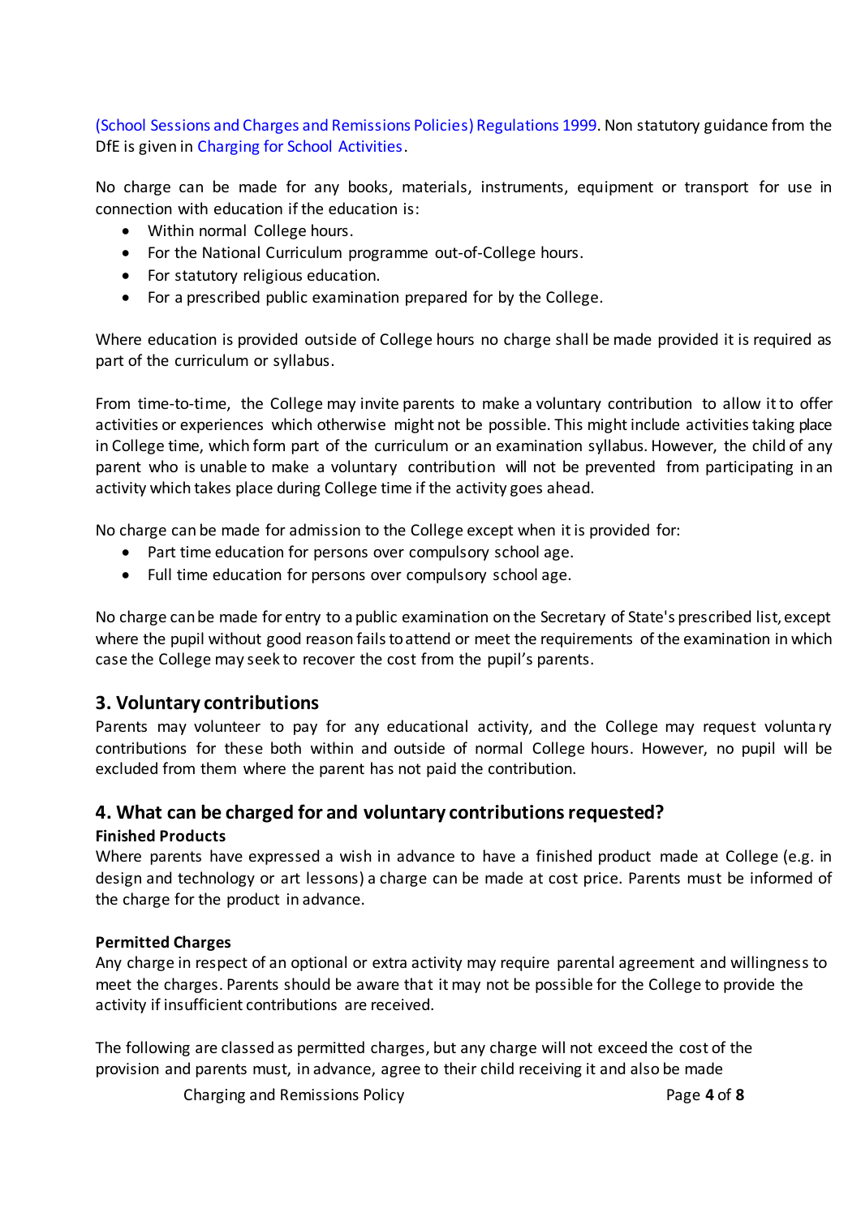(School Sessions and Charges and Remissions Policies) Regulations 1999. Non statutory guidance from the DfE is given in Charging for School Activities.

No charge can be made for any books, materials, instruments, equipment or transport for use in connection with education if the education is:

- Within normal College hours.
- For the National Curriculum programme out-of-College hours.
- For statutory religious education.
- For a prescribed public examination prepared for by the College.

Where education is provided outside of College hours no charge shall be made provided it is required as part of the curriculum or syllabus.

From time-to-time, the College may invite parents to make a voluntary contribution to allow it to offer activities or experiences which otherwise might not be possible. This might include activities taking place in College time, which form part of the curriculum or an examination syllabus. However, the child of any parent who is unable to make a voluntary contribution will not be prevented from participating in an activity which takes place during College time if the activity goes ahead.

No charge can be made for admission to the College except when it is provided for:

- Part time education for persons over compulsory school age.
- Full time education for persons over compulsory school age.

No charge can be made for entry to a public examination on the Secretary of State's prescribed list, except where the pupil without good reason fails to attend or meet the requirements of the examination in which case the College may seek to recover the cost from the pupil's parents.

## 3. Voluntary contributions

Parents may volunteer to pay for any educational activity, and the College may request voluntary contributions for these both within and outside of normal College hours. However, no pupil will be excluded from them where the parent has not paid the contribution.

## 4. What can be charged for and voluntary contributions requested?

**Finished Products**

Where parents have expressed a wish in advance to have a finished product made at College (e.g. in design and technology or art lessons) a charge can be made at cost price. Parents must be informed of the charge for the product in advance.

**Permitted Charges**

Any charge in respect of an optional or extra activity may require parental agreement and willingness to meet the charges. Parents should be aware that it may not be possible for the College to provide the activity if insufficient contributions are received.

The following are classed as permitted charges, but any charge will not exceed the cost of the provision and parents must, in advance, agree to their child receiving it and also be made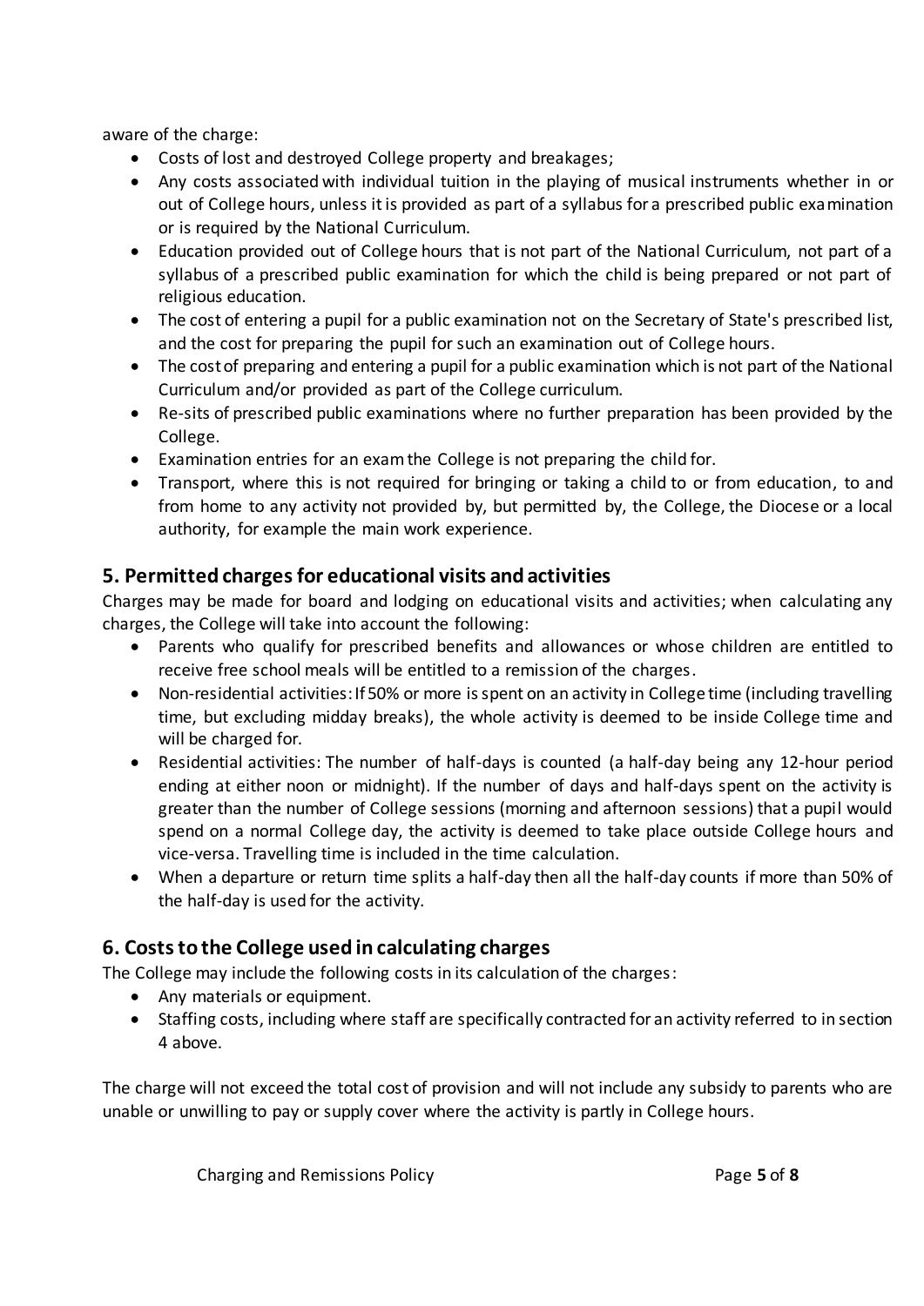aware of the charge:

- Costs of lost and destroyed College property and breakages;
- Any costs associated with individual tuition in the playing of musical instruments whether in or out of College hours, unless it is provided as part of a syllabus for a prescribed public examination or is required by the National Curriculum.
- Education provided out of College hours that is not part of the National Curriculum, not part of a syllabus of a prescribed public examination for which the child is being prepared or not part of religious education.
- The cost of entering a pupil for a public examination not on the Secretary of State's prescribed list, and the cost for preparing the pupil for such an examination out of College hours.
- The cost of preparing and entering a pupil for a public examination which is not part of the National Curriculum and/or provided as part of the College curriculum.
- Re-sits of prescribed public examinations where no further preparation has been provided by the College.
- Examination entries for an exam the College is not preparing the child for.
- Transport, where this is not required for bringing or taking a child to or from education, to and from home to any activity not provided by, but permitted by, the College, the Diocese or a local authority, for example the main work experience.

## 5. Permitted charges for educational visits and activities

Charges may be made for board and lodging on educational visits and activities; when calculating any charges, the College will take into account the following:

- Parents who qualify for prescribed benefits and allowances or whose children are entitled to receive free school meals will be entitled to a remission of the charges.
- Non-residential activities: If 50% or more is spent on an activity in College time (including travelling time, but excluding midday breaks), the whole activity is deemed to be inside College time and will be charged for.
- Residential activities: The number of half-days is counted (a half-day being any 12-hour period ending at either noon or midnight). If the number of days and half-days spent on the activity is greater than the number of College sessions (morning and afternoon sessions) that a pupil would spend on a normal College day, the activity is deemed to take place outside College hours and vice-versa. Travelling time is included in the time calculation.
- When a departure or return time splits a half-day then all the half-day counts if more than 50% of the half-day is used for the activity.

## 6. Costs to the College used in calculating charges

The College may include the following costs in its calculation of the charges:

- Any materials or equipment.
- Staffing costs, including where staff are specifically contracted for an activity referred to in section 4 above.

The charge will not exceed the total cost of provision and will not include any subsidy to parents who are unable or unwilling to pay or supply cover where the activity is partly in College hours.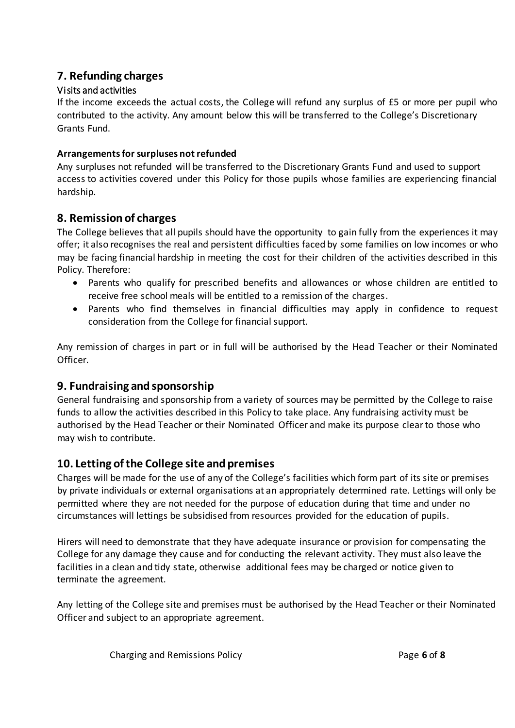## 7. Refunding charges

### Visits and activities

If the income exceeds the actual costs, the College will refund any surplus of £5 or more per pupil who contributed to the activity. Any amount below this will be transferred to the College's Discretionary Grants Fund.

**Arrangements for surpluses not refunded**

Any surpluses not refunded will be transferred to the Discretionary Grants Fund and used to support access to activities covered under this Policy for those pupils whose families are experiencing financial hardship.

## 8. Remission of charges

The College believes that all pupils should have the opportunity to gain fully from the experiences it may offer; it also recognises the real and persistent difficulties faced by some families on low incomes or who may be facing financial hardship in meeting the cost for their children of the activities described in this Policy. Therefore:

- Parents who qualify for prescribed benefits and allowances or whose children are entitled to receive free school meals will be entitled to a remission of the charges.
- Parents who find themselves in financial difficulties may apply in confidence to request consideration from the College for financial support.

Any remission of charges in part or in full will be authorised by the Head Teacher or their Nominated Officer.

## 9. Fundraising and sponsorship

General fundraising and sponsorship from a variety of sources may be permitted by the College to raise funds to allow the activities described in this Policy to take place. Any fundraising activity must be authorised by the Head Teacher or their Nominated Officer and make its purpose clear to those who may wish to contribute.

## 10. Letting of the College site and premises

Charges will be made for the use of any of the College's facilities which form part of its site or premises by private individuals or external organisations at an appropriately determined rate. Lettings will only be permitted where they are not needed for the purpose of education during that time and under no circumstances will lettings be subsidised from resources provided for the education of pupils.

Hirers will need to demonstrate that they have adequate insurance or provision for compensating the College for any damage they cause and for conducting the relevant activity. They must also leave the facilities in a clean and tidy state, otherwise additional fees may be charged or notice given to terminate the agreement.

Any letting of the College site and premises must be authorised by the Head Teacher or their Nominated Officer and subject to an appropriate agreement.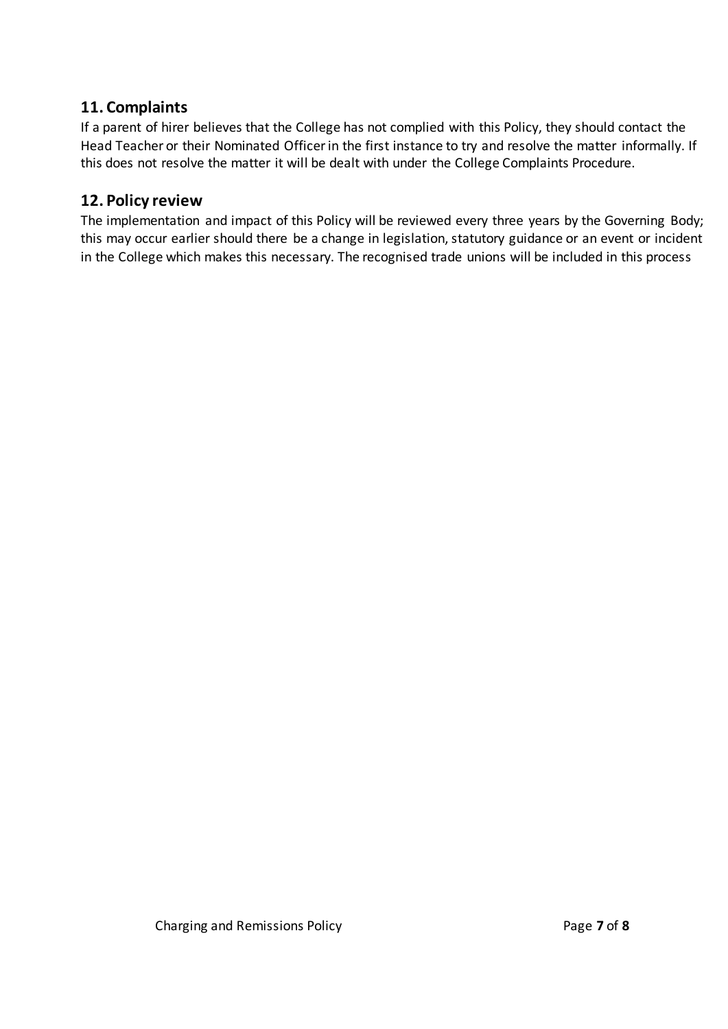## 11. Complaints

If a parent of hirer believes that the College has not complied with this Policy, they should contact the Head Teacher or their Nominated Officer in the first instance to try and resolve the matter informally. If this does not resolve the matter it will be dealt with under the College Complaints Procedure.

## 12. Policy review

The implementation and impact of this Policy will be reviewed every three years by the Governing Body; this may occur earlier should there be a change in legislation, statutory guidance or an event or incident in the College which makes this necessary. The recognised trade unions will be included in this process